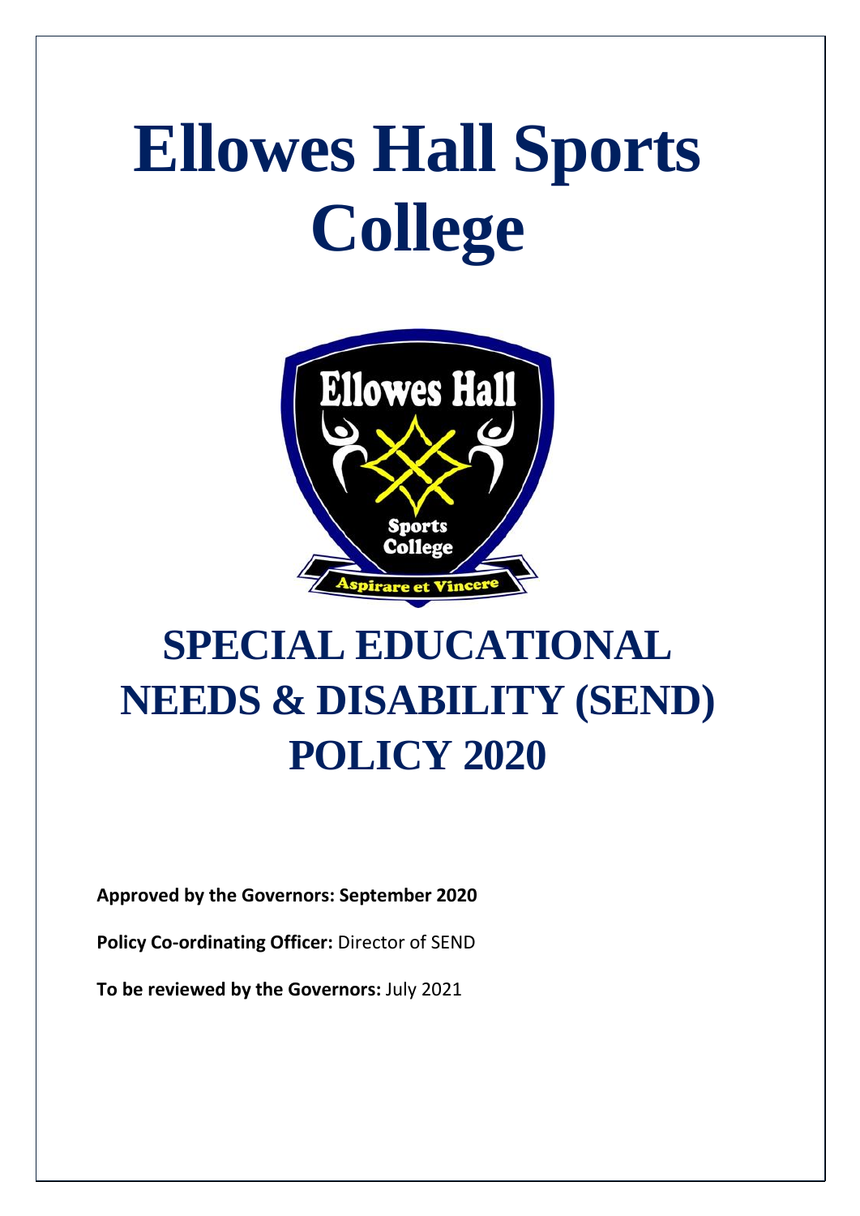# Ellowes Hall Sports College

# SPECIAL EDUCATIONAL NEEDS & DISABILITY (SEND) POLICY 2020

**Approved by the Governors: September 2020**

**Policy Co-ordinating Officer:** Director of SEND

**To be reviewed by the Governors:** July 2021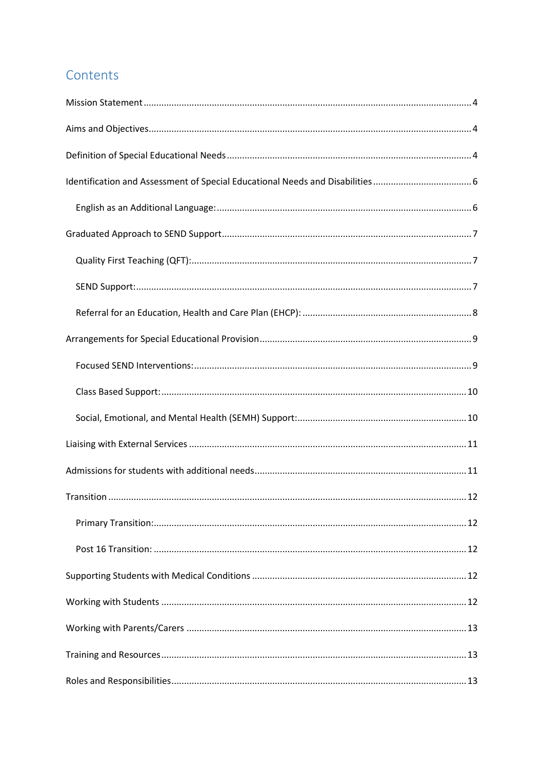## Contents

- Mission Statement ........ 4
- Aims and Objectives ........ 4
- Definition of Special Educational Needs ........ 4
- Identification and Assessment of Special Educational Needs and Disabilities ........ 6
  - English as an Additional Language: ........ 6
- Graduated Approach to SEND Support ........ 7
  - Quality First Teaching (QFT): ........ 7
  - SEND Support: ........ 7
  - Referral for an Education, Health and Care Plan (EHCP): ........ 8
- Arrangements for Special Educational Provision ........ 9
  - Focused SEND Interventions: ........ 9
  - Class Based Support: ........ 10
  - Social, Emotional, and Mental Health (SEMH) Support: ........ 10
- Liaising with External Services ........ 11
- Admissions for students with additional needs ........ 11
- Transition ........ 12
  - Primary Transition: ........ 12
  - Post 16 Transition: ........ 12
- Supporting Students with Medical Conditions ........ 12
- Working with Students ........ 12
- Working with Parents/Carers ........ 13
- Training and Resources ........ 13
- Roles and Responsibilities ........ 13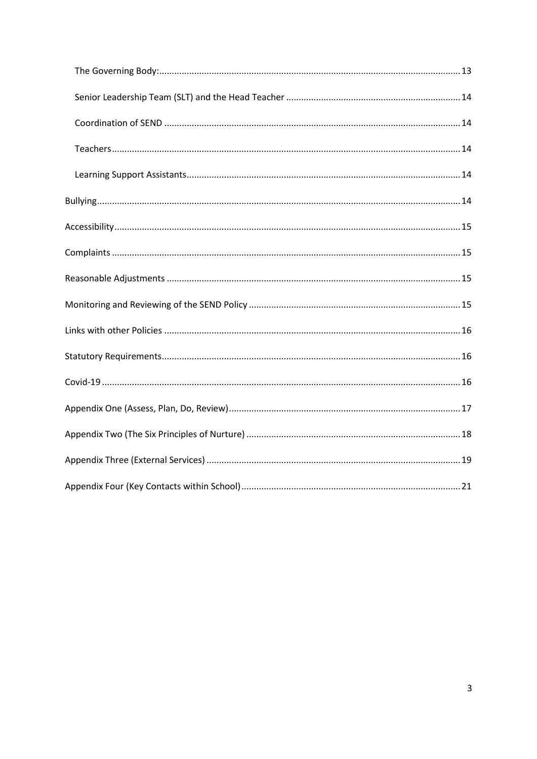- The Governing Body: ........ 13
- Senior Leadership Team (SLT) and the Head Teacher ........ 14
- Coordination of SEND ........ 14
- Teachers ........ 14
- Learning Support Assistants ........ 14

Bullying ........ 14

Accessibility ........ 15

Complaints ........ 15

Reasonable Adjustments ........ 15

Monitoring and Reviewing of the SEND Policy ........ 15

Links with other Policies ........ 16

Statutory Requirements ........ 16

Covid-19 ........ 16

Appendix One (Assess, Plan, Do, Review) ........ 17

Appendix Two (The Six Principles of Nurture) ........ 18

Appendix Three (External Services) ........ 19

Appendix Four (Key Contacts within School) ........ 21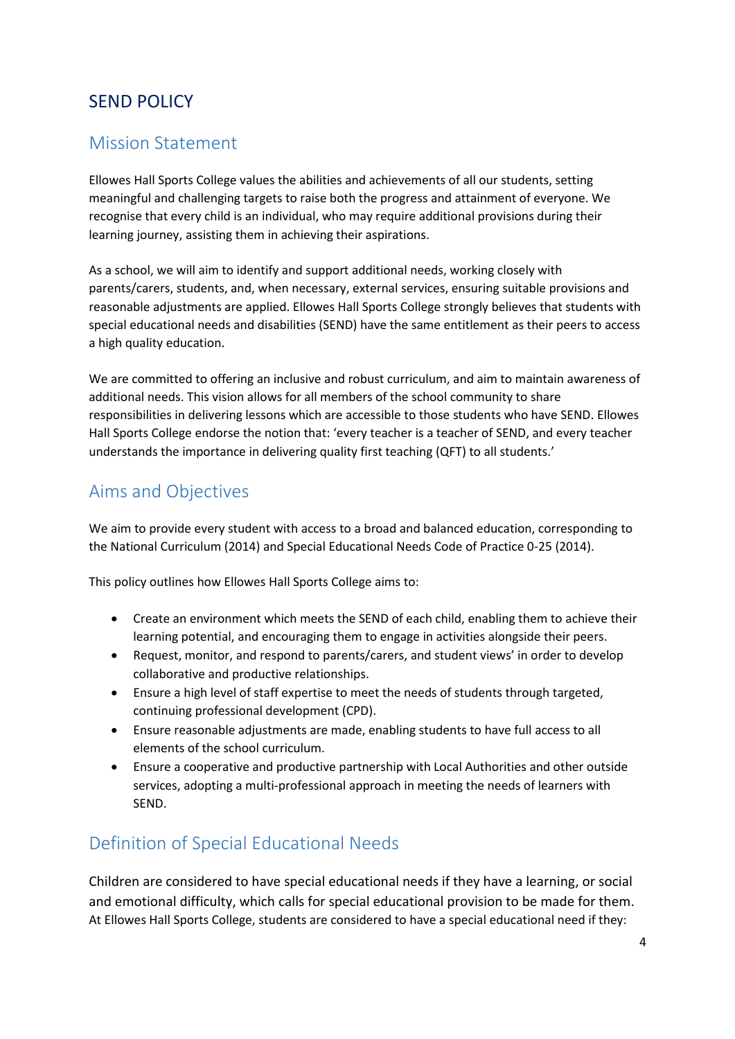# SEND POLICY

## Mission Statement

Ellowes Hall Sports College values the abilities and achievements of all our students, setting meaningful and challenging targets to raise both the progress and attainment of everyone. We recognise that every child is an individual, who may require additional provisions during their learning journey, assisting them in achieving their aspirations.

As a school, we will aim to identify and support additional needs, working closely with parents/carers, students, and, when necessary, external services, ensuring suitable provisions and reasonable adjustments are applied. Ellowes Hall Sports College strongly believes that students with special educational needs and disabilities (SEND) have the same entitlement as their peers to access a high quality education.

We are committed to offering an inclusive and robust curriculum, and aim to maintain awareness of additional needs. This vision allows for all members of the school community to share responsibilities in delivering lessons which are accessible to those students who have SEND. Ellowes Hall Sports College endorse the notion that: 'every teacher is a teacher of SEND, and every teacher understands the importance in delivering quality first teaching (QFT) to all students.'

## Aims and Objectives

We aim to provide every student with access to a broad and balanced education, corresponding to the National Curriculum (2014) and Special Educational Needs Code of Practice 0-25 (2014).

This policy outlines how Ellowes Hall Sports College aims to:

- Create an environment which meets the SEND of each child, enabling them to achieve their learning potential, and encouraging them to engage in activities alongside their peers.
- Request, monitor, and respond to parents/carers, and student views' in order to develop collaborative and productive relationships.
- Ensure a high level of staff expertise to meet the needs of students through targeted, continuing professional development (CPD).
- Ensure reasonable adjustments are made, enabling students to have full access to all elements of the school curriculum.
- Ensure a cooperative and productive partnership with Local Authorities and other outside services, adopting a multi-professional approach in meeting the needs of learners with SEND.

## Definition of Special Educational Needs

Children are considered to have special educational needs if they have a learning, or social and emotional difficulty, which calls for special educational provision to be made for them. At Ellowes Hall Sports College, students are considered to have a special educational need if they: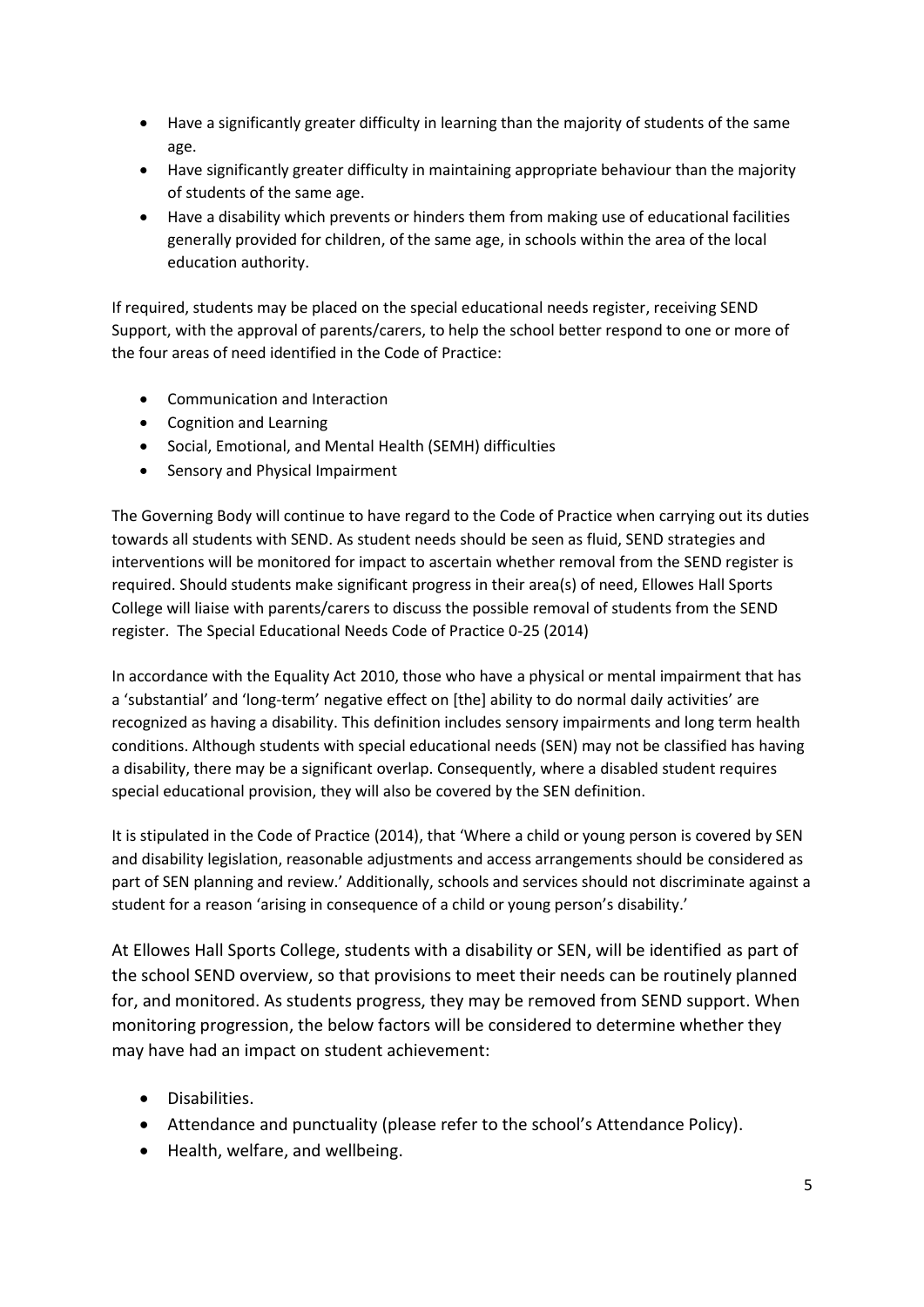- Have a significantly greater difficulty in learning than the majority of students of the same age.
- Have significantly greater difficulty in maintaining appropriate behaviour than the majority of students of the same age.
- Have a disability which prevents or hinders them from making use of educational facilities generally provided for children, of the same age, in schools within the area of the local education authority.

If required, students may be placed on the special educational needs register, receiving SEND Support, with the approval of parents/carers, to help the school better respond to one or more of the four areas of need identified in the Code of Practice:

- Communication and Interaction
- Cognition and Learning
- Social, Emotional, and Mental Health (SEMH) difficulties
- Sensory and Physical Impairment

The Governing Body will continue to have regard to the Code of Practice when carrying out its duties towards all students with SEND. As student needs should be seen as fluid, SEND strategies and interventions will be monitored for impact to ascertain whether removal from the SEND register is required. Should students make significant progress in their area(s) of need, Ellowes Hall Sports College will liaise with parents/carers to discuss the possible removal of students from the SEND register. The Special Educational Needs Code of Practice 0-25 (2014)

In accordance with the Equality Act 2010, those who have a physical or mental impairment that has a 'substantial' and 'long-term' negative effect on [the] ability to do normal daily activities' are recognized as having a disability. This definition includes sensory impairments and long term health conditions. Although students with special educational needs (SEN) may not be classified has having a disability, there may be a significant overlap. Consequently, where a disabled student requires special educational provision, they will also be covered by the SEN definition.

It is stipulated in the Code of Practice (2014), that 'Where a child or young person is covered by SEN and disability legislation, reasonable adjustments and access arrangements should be considered as part of SEN planning and review.' Additionally, schools and services should not discriminate against a student for a reason 'arising in consequence of a child or young person's disability.'

At Ellowes Hall Sports College, students with a disability or SEN, will be identified as part of the school SEND overview, so that provisions to meet their needs can be routinely planned for, and monitored. As students progress, they may be removed from SEND support. When monitoring progression, the below factors will be considered to determine whether they may have had an impact on student achievement:

- Disabilities.
- Attendance and punctuality (please refer to the school's Attendance Policy).
- Health, welfare, and wellbeing.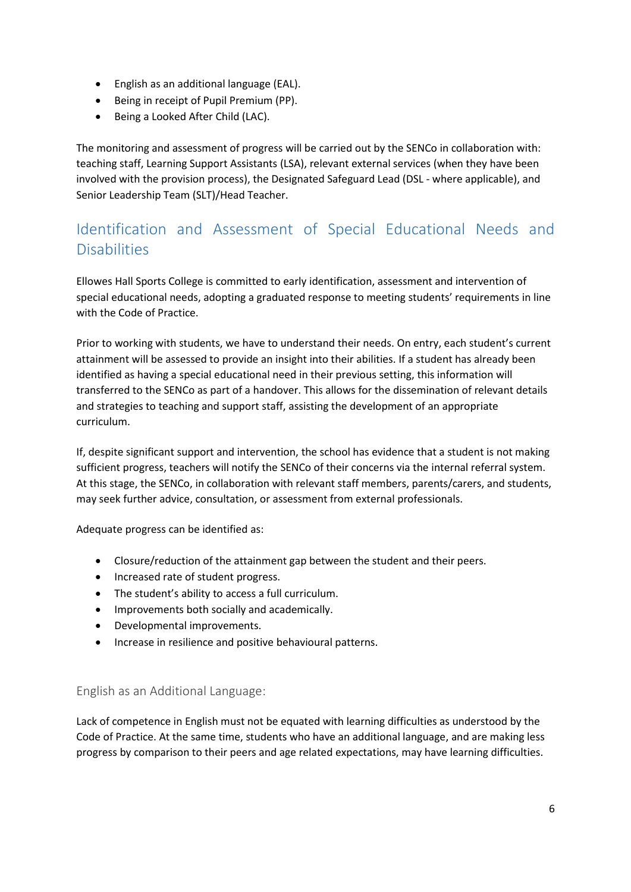- English as an additional language (EAL).
- Being in receipt of Pupil Premium (PP).
- Being a Looked After Child (LAC).

The monitoring and assessment of progress will be carried out by the SENCo in collaboration with: teaching staff, Learning Support Assistants (LSA), relevant external services (when they have been involved with the provision process), the Designated Safeguard Lead (DSL - where applicable), and Senior Leadership Team (SLT)/Head Teacher.

## Identification and Assessment of Special Educational Needs and Disabilities

Ellowes Hall Sports College is committed to early identification, assessment and intervention of special educational needs, adopting a graduated response to meeting students' requirements in line with the Code of Practice.

Prior to working with students, we have to understand their needs. On entry, each student's current attainment will be assessed to provide an insight into their abilities. If a student has already been identified as having a special educational need in their previous setting, this information will transferred to the SENCo as part of a handover. This allows for the dissemination of relevant details and strategies to teaching and support staff, assisting the development of an appropriate curriculum.

If, despite significant support and intervention, the school has evidence that a student is not making sufficient progress, teachers will notify the SENCo of their concerns via the internal referral system. At this stage, the SENCo, in collaboration with relevant staff members, parents/carers, and students, may seek further advice, consultation, or assessment from external professionals.

Adequate progress can be identified as:

- Closure/reduction of the attainment gap between the student and their peers.
- Increased rate of student progress.
- The student's ability to access a full curriculum.
- Improvements both socially and academically.
- Developmental improvements.
- Increase in resilience and positive behavioural patterns.

### English as an Additional Language:

Lack of competence in English must not be equated with learning difficulties as understood by the Code of Practice. At the same time, students who have an additional language, and are making less progress by comparison to their peers and age related expectations, may have learning difficulties.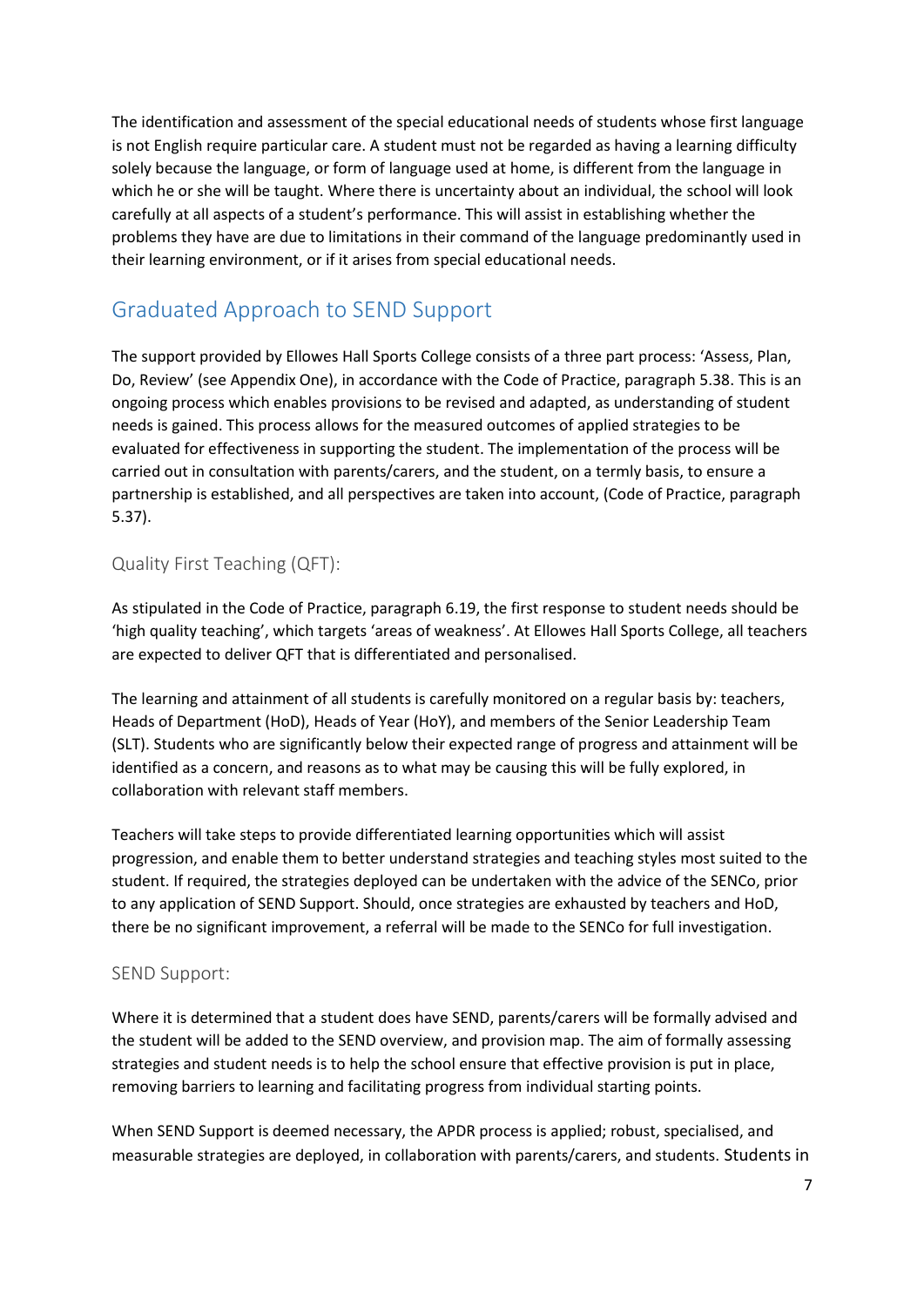The identification and assessment of the special educational needs of students whose first language is not English require particular care. A student must not be regarded as having a learning difficulty solely because the language, or form of language used at home, is different from the language in which he or she will be taught. Where there is uncertainty about an individual, the school will look carefully at all aspects of a student's performance. This will assist in establishing whether the problems they have are due to limitations in their command of the language predominantly used in their learning environment, or if it arises from special educational needs.

## Graduated Approach to SEND Support

The support provided by Ellowes Hall Sports College consists of a three part process: 'Assess, Plan, Do, Review' (see Appendix One), in accordance with the Code of Practice, paragraph 5.38. This is an ongoing process which enables provisions to be revised and adapted, as understanding of student needs is gained. This process allows for the measured outcomes of applied strategies to be evaluated for effectiveness in supporting the student. The implementation of the process will be carried out in consultation with parents/carers, and the student, on a termly basis, to ensure a partnership is established, and all perspectives are taken into account, (Code of Practice, paragraph 5.37).

### Quality First Teaching (QFT):

As stipulated in the Code of Practice, paragraph 6.19, the first response to student needs should be 'high quality teaching', which targets 'areas of weakness'. At Ellowes Hall Sports College, all teachers are expected to deliver QFT that is differentiated and personalised.

The learning and attainment of all students is carefully monitored on a regular basis by: teachers, Heads of Department (HoD), Heads of Year (HoY), and members of the Senior Leadership Team (SLT). Students who are significantly below their expected range of progress and attainment will be identified as a concern, and reasons as to what may be causing this will be fully explored, in collaboration with relevant staff members.

Teachers will take steps to provide differentiated learning opportunities which will assist progression, and enable them to better understand strategies and teaching styles most suited to the student. If required, the strategies deployed can be undertaken with the advice of the SENCo, prior to any application of SEND Support. Should, once strategies are exhausted by teachers and HoD, there be no significant improvement, a referral will be made to the SENCo for full investigation.

### SEND Support:

Where it is determined that a student does have SEND, parents/carers will be formally advised and the student will be added to the SEND overview, and provision map. The aim of formally assessing strategies and student needs is to help the school ensure that effective provision is put in place, removing barriers to learning and facilitating progress from individual starting points.

When SEND Support is deemed necessary, the APDR process is applied; robust, specialised, and measurable strategies are deployed, in collaboration with parents/carers, and students. Students in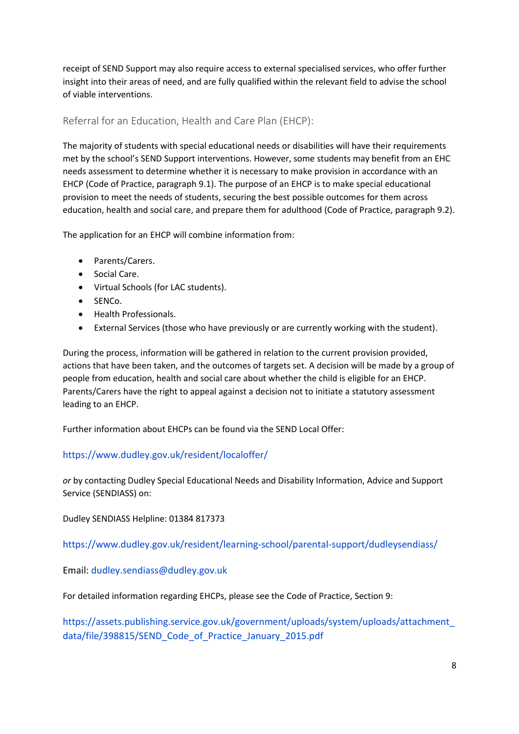receipt of SEND Support may also require access to external specialised services, who offer further insight into their areas of need, and are fully qualified within the relevant field to advise the school of viable interventions.

## Referral for an Education, Health and Care Plan (EHCP):

The majority of students with special educational needs or disabilities will have their requirements met by the school's SEND Support interventions. However, some students may benefit from an EHC needs assessment to determine whether it is necessary to make provision in accordance with an EHCP (Code of Practice, paragraph 9.1). The purpose of an EHCP is to make special educational provision to meet the needs of students, securing the best possible outcomes for them across education, health and social care, and prepare them for adulthood (Code of Practice, paragraph 9.2).

The application for an EHCP will combine information from:

- Parents/Carers.
- Social Care.
- Virtual Schools (for LAC students).
- SENCo.
- Health Professionals.
- External Services (those who have previously or are currently working with the student).

During the process, information will be gathered in relation to the current provision provided, actions that have been taken, and the outcomes of targets set. A decision will be made by a group of people from education, health and social care about whether the child is eligible for an EHCP. Parents/Carers have the right to appeal against a decision not to initiate a statutory assessment leading to an EHCP.

Further information about EHCPs can be found via the SEND Local Offer:

https://www.dudley.gov.uk/resident/localoffer/

*or* by contacting Dudley Special Educational Needs and Disability Information, Advice and Support Service (SENDIASS) on:

Dudley SENDIASS Helpline: 01384 817373

https://www.dudley.gov.uk/resident/learning-school/parental-support/dudleysendiass/

Email: dudley.sendiass@dudley.gov.uk

For detailed information regarding EHCPs, please see the Code of Practice, Section 9:

https://assets.publishing.service.gov.uk/government/uploads/system/uploads/attachment_data/file/398815/SEND_Code_of_Practice_January_2015.pdf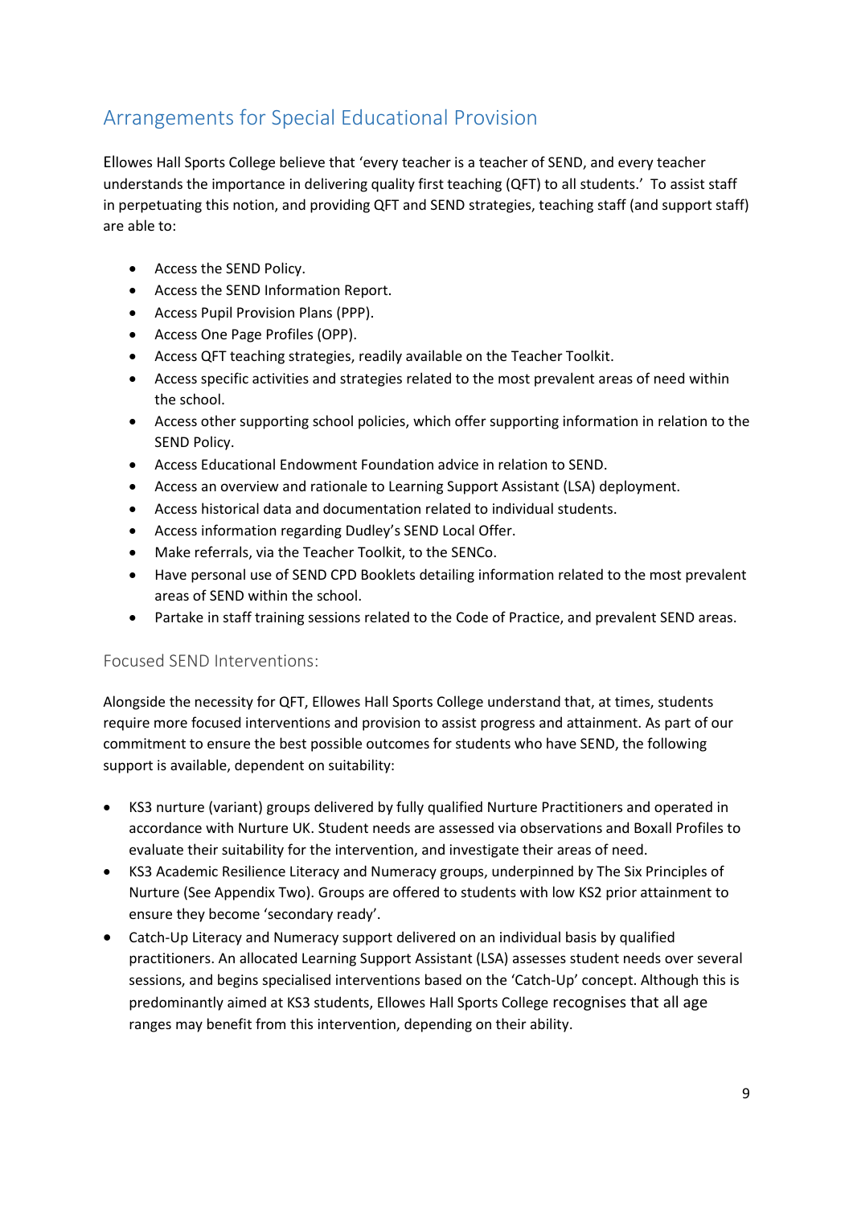## Arrangements for Special Educational Provision

Ellowes Hall Sports College believe that 'every teacher is a teacher of SEND, and every teacher understands the importance in delivering quality first teaching (QFT) to all students.' To assist staff in perpetuating this notion, and providing QFT and SEND strategies, teaching staff (and support staff) are able to:

- Access the SEND Policy.
- Access the SEND Information Report.
- Access Pupil Provision Plans (PPP).
- Access One Page Profiles (OPP).
- Access QFT teaching strategies, readily available on the Teacher Toolkit.
- Access specific activities and strategies related to the most prevalent areas of need within the school.
- Access other supporting school policies, which offer supporting information in relation to the SEND Policy.
- Access Educational Endowment Foundation advice in relation to SEND.
- Access an overview and rationale to Learning Support Assistant (LSA) deployment.
- Access historical data and documentation related to individual students.
- Access information regarding Dudley's SEND Local Offer.
- Make referrals, via the Teacher Toolkit, to the SENCo.
- Have personal use of SEND CPD Booklets detailing information related to the most prevalent areas of SEND within the school.
- Partake in staff training sessions related to the Code of Practice, and prevalent SEND areas.

### Focused SEND Interventions:

Alongside the necessity for QFT, Ellowes Hall Sports College understand that, at times, students require more focused interventions and provision to assist progress and attainment. As part of our commitment to ensure the best possible outcomes for students who have SEND, the following support is available, dependent on suitability:

- KS3 nurture (variant) groups delivered by fully qualified Nurture Practitioners and operated in accordance with Nurture UK. Student needs are assessed via observations and Boxall Profiles to evaluate their suitability for the intervention, and investigate their areas of need.
- KS3 Academic Resilience Literacy and Numeracy groups, underpinned by The Six Principles of Nurture (See Appendix Two). Groups are offered to students with low KS2 prior attainment to ensure they become 'secondary ready'.
- Catch-Up Literacy and Numeracy support delivered on an individual basis by qualified practitioners. An allocated Learning Support Assistant (LSA) assesses student needs over several sessions, and begins specialised interventions based on the 'Catch-Up' concept. Although this is predominantly aimed at KS3 students, Ellowes Hall Sports College recognises that all age ranges may benefit from this intervention, depending on their ability.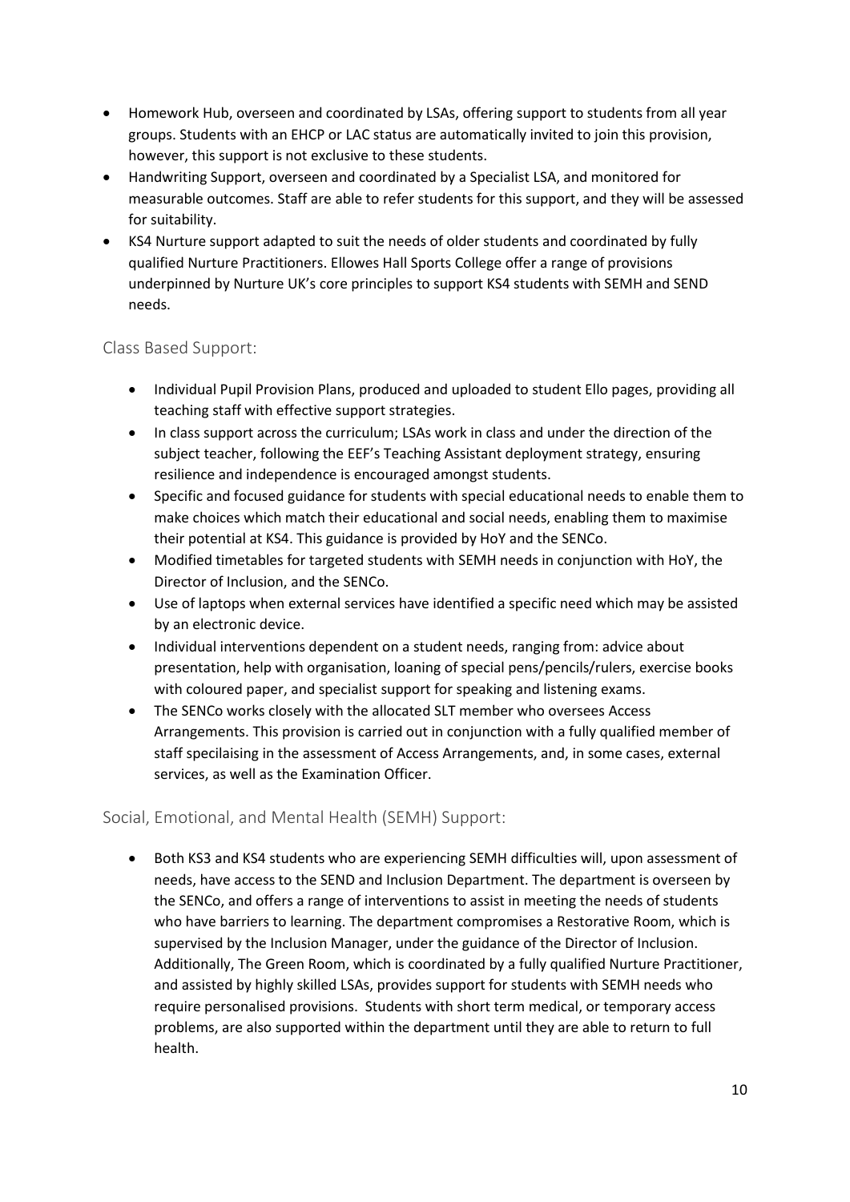- Homework Hub, overseen and coordinated by LSAs, offering support to students from all year groups. Students with an EHCP or LAC status are automatically invited to join this provision, however, this support is not exclusive to these students.
- Handwriting Support, overseen and coordinated by a Specialist LSA, and monitored for measurable outcomes. Staff are able to refer students for this support, and they will be assessed for suitability.
- KS4 Nurture support adapted to suit the needs of older students and coordinated by fully qualified Nurture Practitioners. Ellowes Hall Sports College offer a range of provisions underpinned by Nurture UK's core principles to support KS4 students with SEMH and SEND needs.

## Class Based Support:

- Individual Pupil Provision Plans, produced and uploaded to student Ello pages, providing all teaching staff with effective support strategies.
- In class support across the curriculum; LSAs work in class and under the direction of the subject teacher, following the EEF's Teaching Assistant deployment strategy, ensuring resilience and independence is encouraged amongst students.
- Specific and focused guidance for students with special educational needs to enable them to make choices which match their educational and social needs, enabling them to maximise their potential at KS4. This guidance is provided by HoY and the SENCo.
- Modified timetables for targeted students with SEMH needs in conjunction with HoY, the Director of Inclusion, and the SENCo.
- Use of laptops when external services have identified a specific need which may be assisted by an electronic device.
- Individual interventions dependent on a student needs, ranging from: advice about presentation, help with organisation, loaning of special pens/pencils/rulers, exercise books with coloured paper, and specialist support for speaking and listening exams.
- The SENCo works closely with the allocated SLT member who oversees Access Arrangements. This provision is carried out in conjunction with a fully qualified member of staff specilaising in the assessment of Access Arrangements, and, in some cases, external services, as well as the Examination Officer.

## Social, Emotional, and Mental Health (SEMH) Support:

- Both KS3 and KS4 students who are experiencing SEMH difficulties will, upon assessment of needs, have access to the SEND and Inclusion Department. The department is overseen by the SENCo, and offers a range of interventions to assist in meeting the needs of students who have barriers to learning. The department compromises a Restorative Room, which is supervised by the Inclusion Manager, under the guidance of the Director of Inclusion. Additionally, The Green Room, which is coordinated by a fully qualified Nurture Practitioner, and assisted by highly skilled LSAs, provides support for students with SEMH needs who require personalised provisions. Students with short term medical, or temporary access problems, are also supported within the department until they are able to return to full health.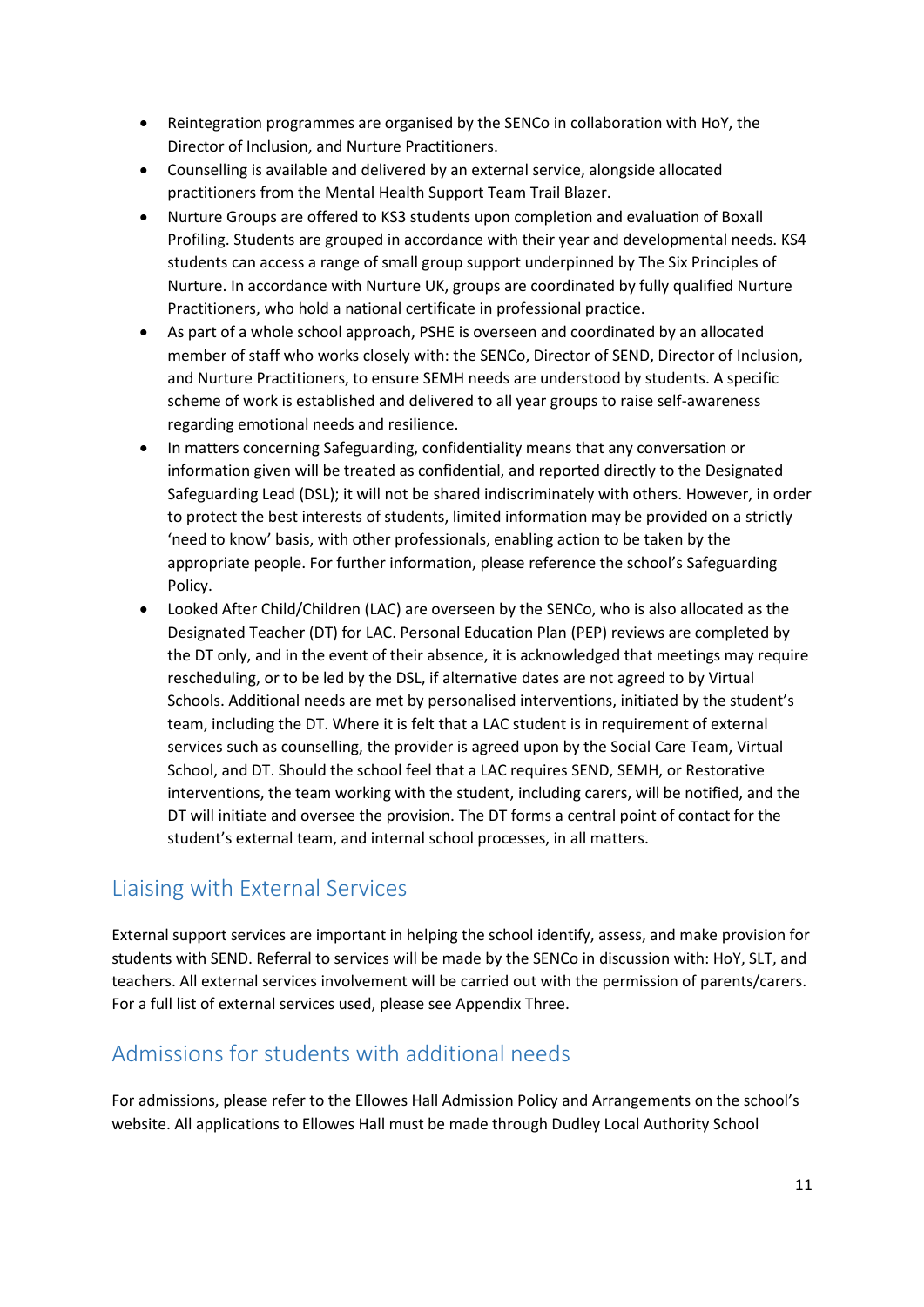- Reintegration programmes are organised by the SENCo in collaboration with HoY, the Director of Inclusion, and Nurture Practitioners.
- Counselling is available and delivered by an external service, alongside allocated practitioners from the Mental Health Support Team Trail Blazer.
- Nurture Groups are offered to KS3 students upon completion and evaluation of Boxall Profiling. Students are grouped in accordance with their year and developmental needs. KS4 students can access a range of small group support underpinned by The Six Principles of Nurture. In accordance with Nurture UK, groups are coordinated by fully qualified Nurture Practitioners, who hold a national certificate in professional practice.
- As part of a whole school approach, PSHE is overseen and coordinated by an allocated member of staff who works closely with: the SENCo, Director of SEND, Director of Inclusion, and Nurture Practitioners, to ensure SEMH needs are understood by students. A specific scheme of work is established and delivered to all year groups to raise self-awareness regarding emotional needs and resilience.
- In matters concerning Safeguarding, confidentiality means that any conversation or information given will be treated as confidential, and reported directly to the Designated Safeguarding Lead (DSL); it will not be shared indiscriminately with others. However, in order to protect the best interests of students, limited information may be provided on a strictly 'need to know' basis, with other professionals, enabling action to be taken by the appropriate people. For further information, please reference the school's Safeguarding Policy.
- Looked After Child/Children (LAC) are overseen by the SENCo, who is also allocated as the Designated Teacher (DT) for LAC. Personal Education Plan (PEP) reviews are completed by the DT only, and in the event of their absence, it is acknowledged that meetings may require rescheduling, or to be led by the DSL, if alternative dates are not agreed to by Virtual Schools. Additional needs are met by personalised interventions, initiated by the student's team, including the DT. Where it is felt that a LAC student is in requirement of external services such as counselling, the provider is agreed upon by the Social Care Team, Virtual School, and DT. Should the school feel that a LAC requires SEND, SEMH, or Restorative interventions, the team working with the student, including carers, will be notified, and the DT will initiate and oversee the provision. The DT forms a central point of contact for the student's external team, and internal school processes, in all matters.

## Liaising with External Services

External support services are important in helping the school identify, assess, and make provision for students with SEND. Referral to services will be made by the SENCo in discussion with: HoY, SLT, and teachers. All external services involvement will be carried out with the permission of parents/carers. For a full list of external services used, please see Appendix Three.

## Admissions for students with additional needs

For admissions, please refer to the Ellowes Hall Admission Policy and Arrangements on the school's website. All applications to Ellowes Hall must be made through Dudley Local Authority School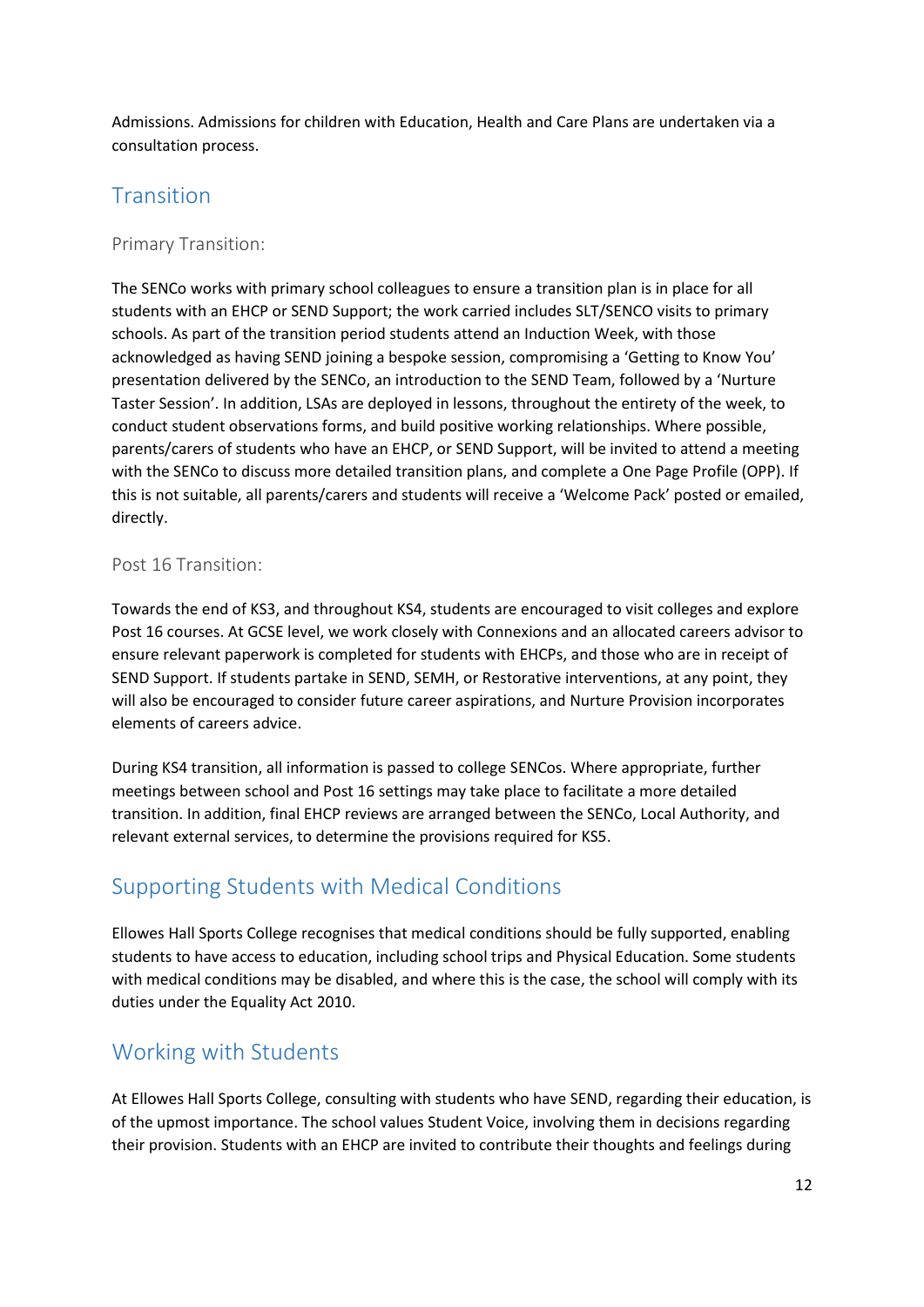Admissions. Admissions for children with Education, Health and Care Plans are undertaken via a consultation process.

## Transition

### Primary Transition:

The SENCo works with primary school colleagues to ensure a transition plan is in place for all students with an EHCP or SEND Support; the work carried includes SLT/SENCO visits to primary schools. As part of the transition period students attend an Induction Week, with those acknowledged as having SEND joining a bespoke session, compromising a 'Getting to Know You' presentation delivered by the SENCo, an introduction to the SEND Team, followed by a 'Nurture Taster Session'. In addition, LSAs are deployed in lessons, throughout the entirety of the week, to conduct student observations forms, and build positive working relationships. Where possible, parents/carers of students who have an EHCP, or SEND Support, will be invited to attend a meeting with the SENCo to discuss more detailed transition plans, and complete a One Page Profile (OPP). If this is not suitable, all parents/carers and students will receive a 'Welcome Pack' posted or emailed, directly.

### Post 16 Transition:

Towards the end of KS3, and throughout KS4, students are encouraged to visit colleges and explore Post 16 courses. At GCSE level, we work closely with Connexions and an allocated careers advisor to ensure relevant paperwork is completed for students with EHCPs, and those who are in receipt of SEND Support. If students partake in SEND, SEMH, or Restorative interventions, at any point, they will also be encouraged to consider future career aspirations, and Nurture Provision incorporates elements of careers advice.

During KS4 transition, all information is passed to college SENCos. Where appropriate, further meetings between school and Post 16 settings may take place to facilitate a more detailed transition. In addition, final EHCP reviews are arranged between the SENCo, Local Authority, and relevant external services, to determine the provisions required for KS5.

## Supporting Students with Medical Conditions

Ellowes Hall Sports College recognises that medical conditions should be fully supported, enabling students to have access to education, including school trips and Physical Education. Some students with medical conditions may be disabled, and where this is the case, the school will comply with its duties under the Equality Act 2010.

## Working with Students

At Ellowes Hall Sports College, consulting with students who have SEND, regarding their education, is of the upmost importance. The school values Student Voice, involving them in decisions regarding their provision. Students with an EHCP are invited to contribute their thoughts and feelings during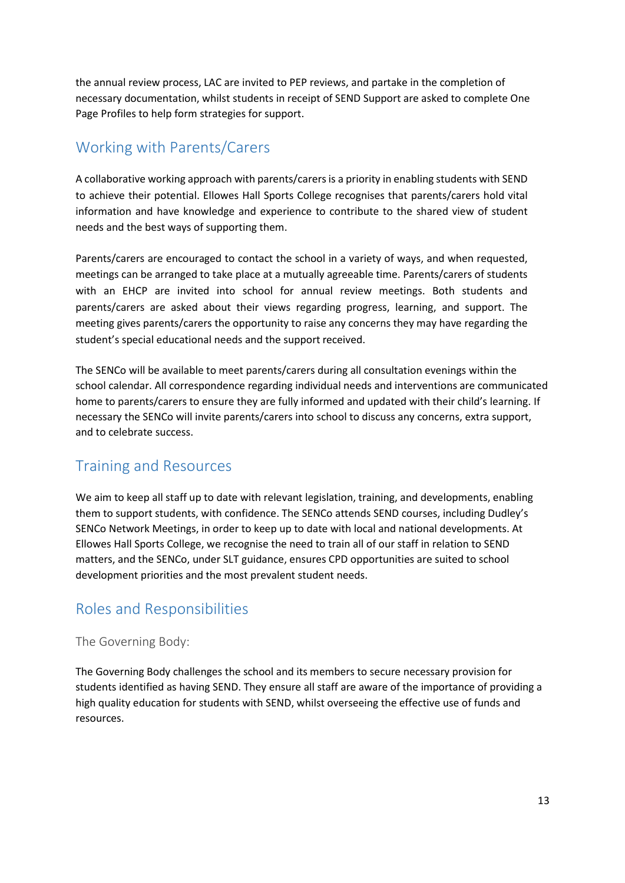the annual review process, LAC are invited to PEP reviews, and partake in the completion of necessary documentation, whilst students in receipt of SEND Support are asked to complete One Page Profiles to help form strategies for support.

## Working with Parents/Carers

A collaborative working approach with parents/carers is a priority in enabling students with SEND to achieve their potential. Ellowes Hall Sports College recognises that parents/carers hold vital information and have knowledge and experience to contribute to the shared view of student needs and the best ways of supporting them.

Parents/carers are encouraged to contact the school in a variety of ways, and when requested, meetings can be arranged to take place at a mutually agreeable time. Parents/carers of students with an EHCP are invited into school for annual review meetings. Both students and parents/carers are asked about their views regarding progress, learning, and support. The meeting gives parents/carers the opportunity to raise any concerns they may have regarding the student's special educational needs and the support received.

The SENCo will be available to meet parents/carers during all consultation evenings within the school calendar. All correspondence regarding individual needs and interventions are communicated home to parents/carers to ensure they are fully informed and updated with their child's learning. If necessary the SENCo will invite parents/carers into school to discuss any concerns, extra support, and to celebrate success.

## Training and Resources

We aim to keep all staff up to date with relevant legislation, training, and developments, enabling them to support students, with confidence. The SENCo attends SEND courses, including Dudley's SENCo Network Meetings, in order to keep up to date with local and national developments. At Ellowes Hall Sports College, we recognise the need to train all of our staff in relation to SEND matters, and the SENCo, under SLT guidance, ensures CPD opportunities are suited to school development priorities and the most prevalent student needs.

## Roles and Responsibilities

### The Governing Body:

The Governing Body challenges the school and its members to secure necessary provision for students identified as having SEND. They ensure all staff are aware of the importance of providing a high quality education for students with SEND, whilst overseeing the effective use of funds and resources.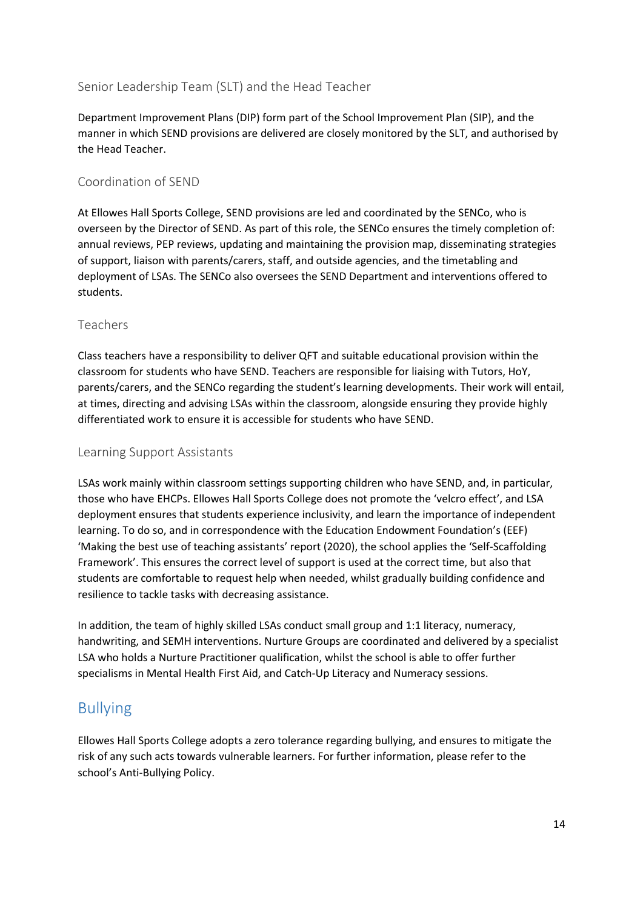### Senior Leadership Team (SLT) and the Head Teacher

Department Improvement Plans (DIP) form part of the School Improvement Plan (SIP), and the manner in which SEND provisions are delivered are closely monitored by the SLT, and authorised by the Head Teacher.

### Coordination of SEND

At Ellowes Hall Sports College, SEND provisions are led and coordinated by the SENCo, who is overseen by the Director of SEND. As part of this role, the SENCo ensures the timely completion of: annual reviews, PEP reviews, updating and maintaining the provision map, disseminating strategies of support, liaison with parents/carers, staff, and outside agencies, and the timetabling and deployment of LSAs. The SENCo also oversees the SEND Department and interventions offered to students.

### Teachers

Class teachers have a responsibility to deliver QFT and suitable educational provision within the classroom for students who have SEND. Teachers are responsible for liaising with Tutors, HoY, parents/carers, and the SENCo regarding the student's learning developments. Their work will entail, at times, directing and advising LSAs within the classroom, alongside ensuring they provide highly differentiated work to ensure it is accessible for students who have SEND.

### Learning Support Assistants

LSAs work mainly within classroom settings supporting children who have SEND, and, in particular, those who have EHCPs. Ellowes Hall Sports College does not promote the 'velcro effect', and LSA deployment ensures that students experience inclusivity, and learn the importance of independent learning. To do so, and in correspondence with the Education Endowment Foundation's (EEF) 'Making the best use of teaching assistants' report (2020), the school applies the 'Self-Scaffolding Framework'. This ensures the correct level of support is used at the correct time, but also that students are comfortable to request help when needed, whilst gradually building confidence and resilience to tackle tasks with decreasing assistance.

In addition, the team of highly skilled LSAs conduct small group and 1:1 literacy, numeracy, handwriting, and SEMH interventions. Nurture Groups are coordinated and delivered by a specialist LSA who holds a Nurture Practitioner qualification, whilst the school is able to offer further specialisms in Mental Health First Aid, and Catch-Up Literacy and Numeracy sessions.

## Bullying

Ellowes Hall Sports College adopts a zero tolerance regarding bullying, and ensures to mitigate the risk of any such acts towards vulnerable learners. For further information, please refer to the school's Anti-Bullying Policy.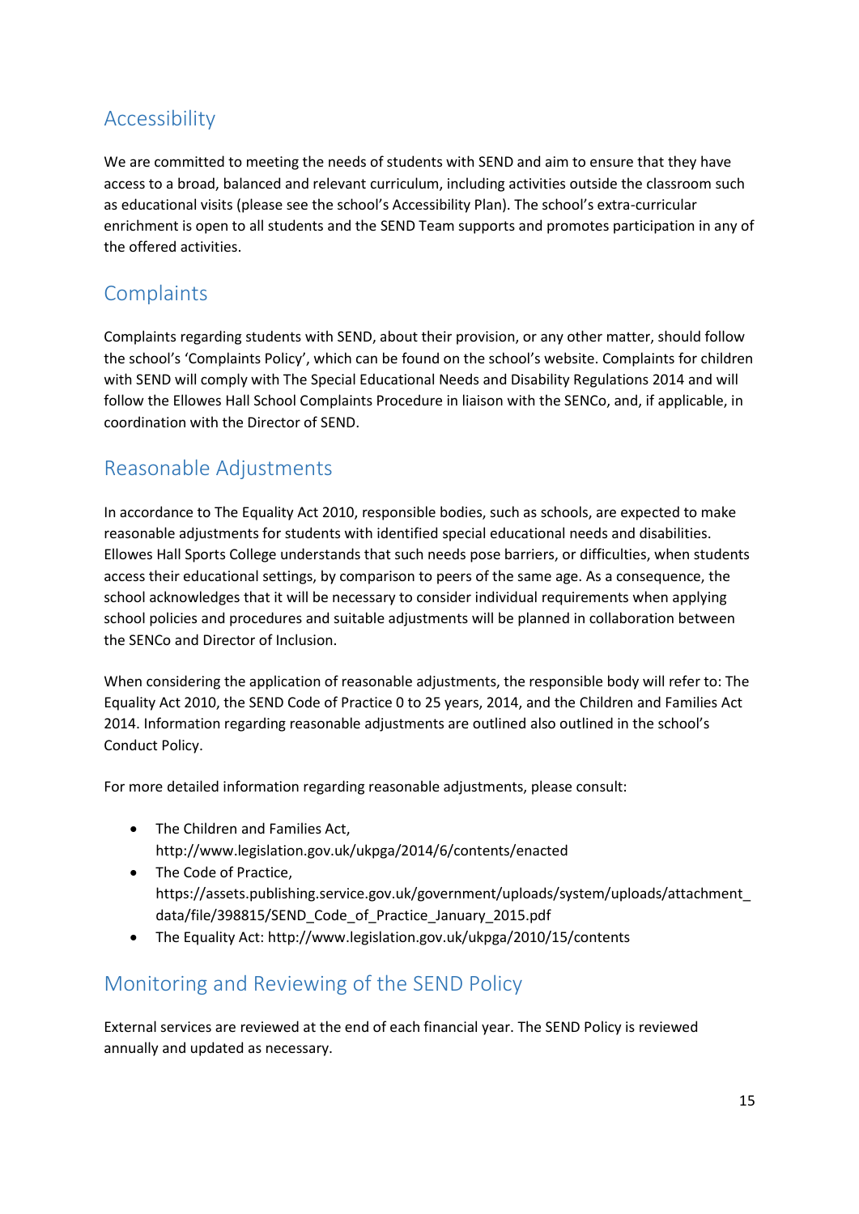## Accessibility

We are committed to meeting the needs of students with SEND and aim to ensure that they have access to a broad, balanced and relevant curriculum, including activities outside the classroom such as educational visits (please see the school's Accessibility Plan). The school's extra-curricular enrichment is open to all students and the SEND Team supports and promotes participation in any of the offered activities.

## Complaints

Complaints regarding students with SEND, about their provision, or any other matter, should follow the school's 'Complaints Policy', which can be found on the school's website. Complaints for children with SEND will comply with The Special Educational Needs and Disability Regulations 2014 and will follow the Ellowes Hall School Complaints Procedure in liaison with the SENCo, and, if applicable, in coordination with the Director of SEND.

## Reasonable Adjustments

In accordance to The Equality Act 2010, responsible bodies, such as schools, are expected to make reasonable adjustments for students with identified special educational needs and disabilities. Ellowes Hall Sports College understands that such needs pose barriers, or difficulties, when students access their educational settings, by comparison to peers of the same age. As a consequence, the school acknowledges that it will be necessary to consider individual requirements when applying school policies and procedures and suitable adjustments will be planned in collaboration between the SENCo and Director of Inclusion.

When considering the application of reasonable adjustments, the responsible body will refer to: The Equality Act 2010, the SEND Code of Practice 0 to 25 years, 2014, and the Children and Families Act 2014. Information regarding reasonable adjustments are outlined also outlined in the school's Conduct Policy.

For more detailed information regarding reasonable adjustments, please consult:

- The Children and Families Act, http://www.legislation.gov.uk/ukpga/2014/6/contents/enacted
- The Code of Practice, https://assets.publishing.service.gov.uk/government/uploads/system/uploads/attachment_data/file/398815/SEND_Code_of_Practice_January_2015.pdf
- The Equality Act: http://www.legislation.gov.uk/ukpga/2010/15/contents

## Monitoring and Reviewing of the SEND Policy

External services are reviewed at the end of each financial year. The SEND Policy is reviewed annually and updated as necessary.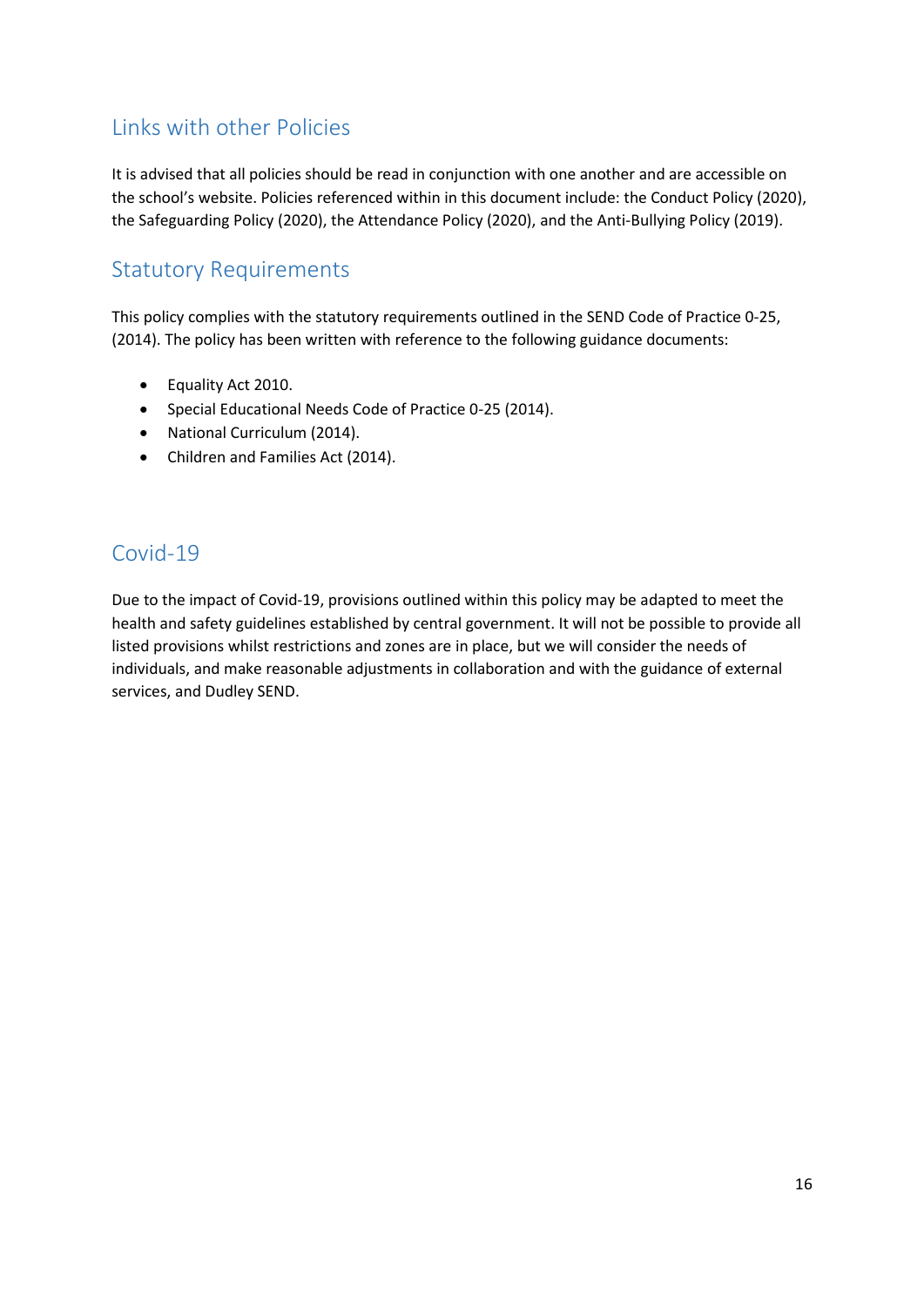## Links with other Policies

It is advised that all policies should be read in conjunction with one another and are accessible on the school's website. Policies referenced within in this document include: the Conduct Policy (2020), the Safeguarding Policy (2020), the Attendance Policy (2020), and the Anti-Bullying Policy (2019).

## Statutory Requirements

This policy complies with the statutory requirements outlined in the SEND Code of Practice 0-25, (2014). The policy has been written with reference to the following guidance documents:

- Equality Act 2010.
- Special Educational Needs Code of Practice 0-25 (2014).
- National Curriculum (2014).
- Children and Families Act (2014).

## Covid-19

Due to the impact of Covid-19, provisions outlined within this policy may be adapted to meet the health and safety guidelines established by central government. It will not be possible to provide all listed provisions whilst restrictions and zones are in place, but we will consider the needs of individuals, and make reasonable adjustments in collaboration and with the guidance of external services, and Dudley SEND.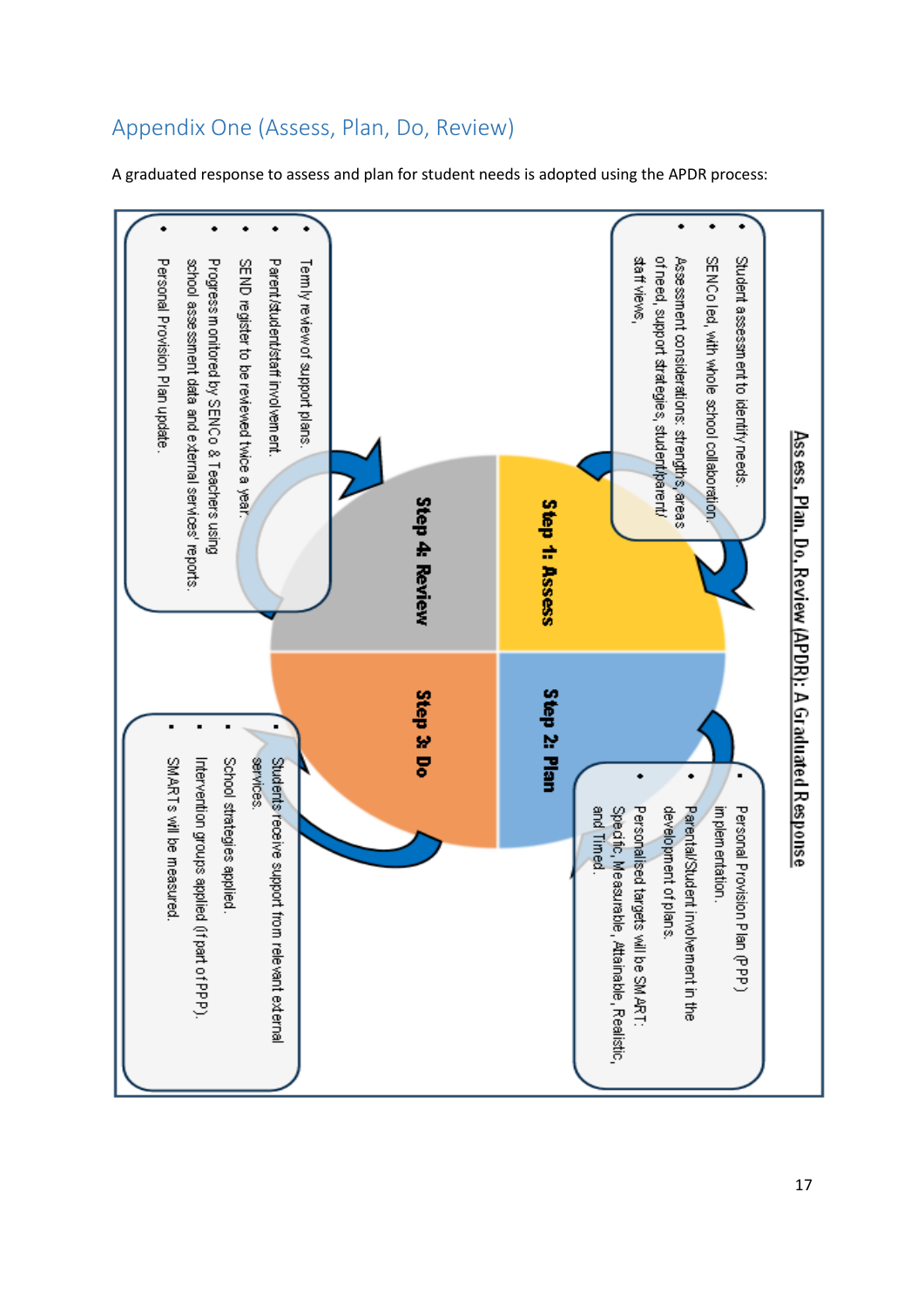## Appendix One (Assess, Plan, Do, Review)

A graduated response to assess and plan for student needs is adopted using the APDR process:

**Assess, Plan, Do, Review (APDR): A Graduated Response**

**Step 1: Assess**

- Student assessment to identify needs.
- SENCo led, with whole school collaboration.
- Assessment considerations: strengths, areas of need, support strategies, student/parent/staff views.

**Step 2: Plan**

- Personal Provision Plan (PPP) implementation.
- Parental/Student involvement in the development of plans.
- Personalised targets will be SMART: Specific, Measurable, Attainable, Realistic, and Timed.

**Step 3: Do**

- Students receive support from relevant external services.
- School strategies applied.
- Intervention groups applied (if part of PPP).
- SMARTs will be measured.

**Step 4: Review**

- Termly review of support plans.
- Parent/student/staff involvement.
- SEND register to be reviewed twice a year.
- Progress monitored by SENCo & Teachers using school assessment data and external services' reports.
- Personal Provision Plan update.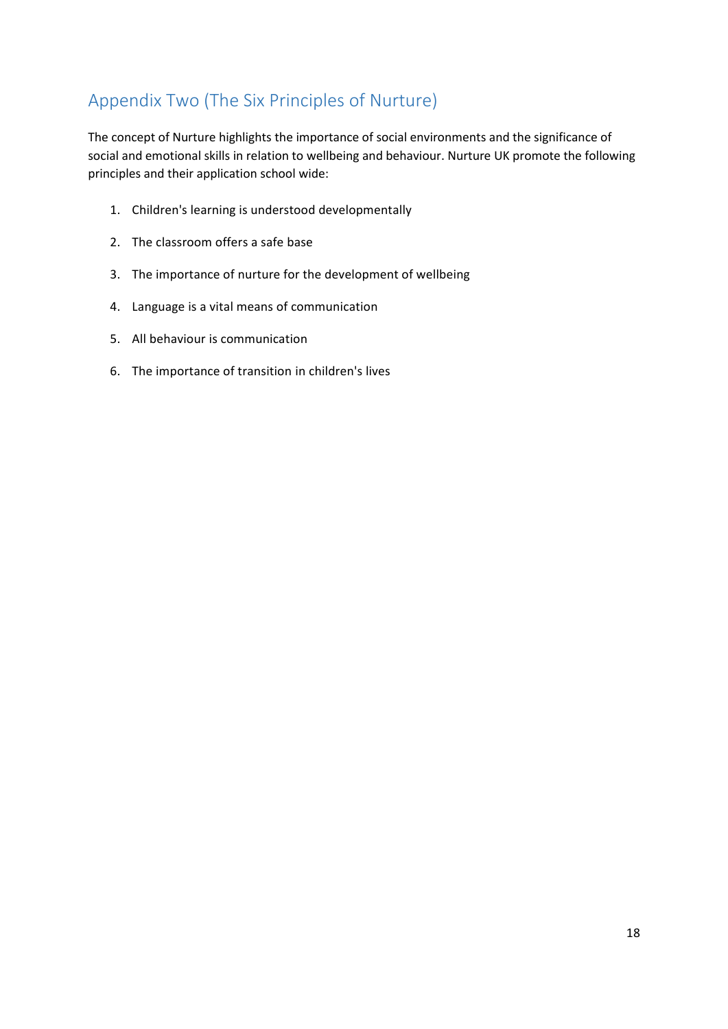## Appendix Two (The Six Principles of Nurture)

The concept of Nurture highlights the importance of social environments and the significance of social and emotional skills in relation to wellbeing and behaviour. Nurture UK promote the following principles and their application school wide:

1. Children's learning is understood developmentally
2. The classroom offers a safe base
3. The importance of nurture for the development of wellbeing
4. Language is a vital means of communication
5. All behaviour is communication
6. The importance of transition in children's lives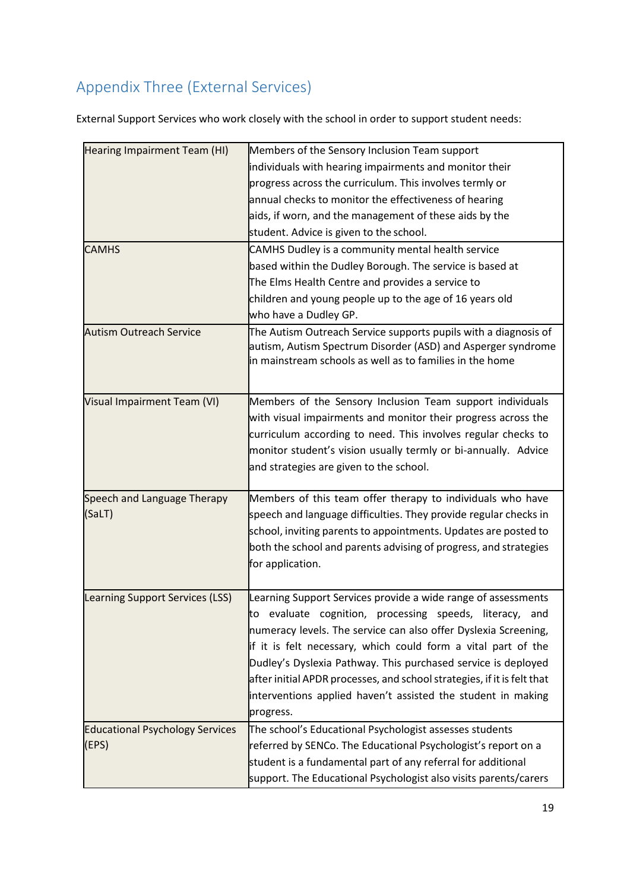## Appendix Three (External Services)

External Support Services who work closely with the school in order to support student needs:

| | |
|---|---|
| Hearing Impairment Team (HI) | Members of the Sensory Inclusion Team support individuals with hearing impairments and monitor their progress across the curriculum. This involves termly or annual checks to monitor the effectiveness of hearing aids, if worn, and the management of these aids by the student. Advice is given to the school. |
| CAMHS | CAMHS Dudley is a community mental health service based within the Dudley Borough. The service is based at The Elms Health Centre and provides a service to children and young people up to the age of 16 years old who have a Dudley GP. |
| Autism Outreach Service | The Autism Outreach Service supports pupils with a diagnosis of autism, Autism Spectrum Disorder (ASD) and Asperger syndrome in mainstream schools as well as to families in the home |
| Visual Impairment Team (VI) | Members of the Sensory Inclusion Team support individuals with visual impairments and monitor their progress across the curriculum according to need. This involves regular checks to monitor student's vision usually termly or bi-annually. Advice and strategies are given to the school. |
| Speech and Language Therapy (SaLT) | Members of this team offer therapy to individuals who have speech and language difficulties. They provide regular checks in school, inviting parents to appointments. Updates are posted to both the school and parents advising of progress, and strategies for application. |
| Learning Support Services (LSS) | Learning Support Services provide a wide range of assessments to evaluate cognition, processing speeds, literacy, and numeracy levels. The service can also offer Dyslexia Screening, if it is felt necessary, which could form a vital part of the Dudley's Dyslexia Pathway. This purchased service is deployed after initial APDR processes, and school strategies, if it is felt that interventions applied haven't assisted the student in making progress. |
| Educational Psychology Services (EPS) | The school's Educational Psychologist assesses students referred by SENCo. The Educational Psychologist's report on a student is a fundamental part of any referral for additional support. The Educational Psychologist also visits parents/carers |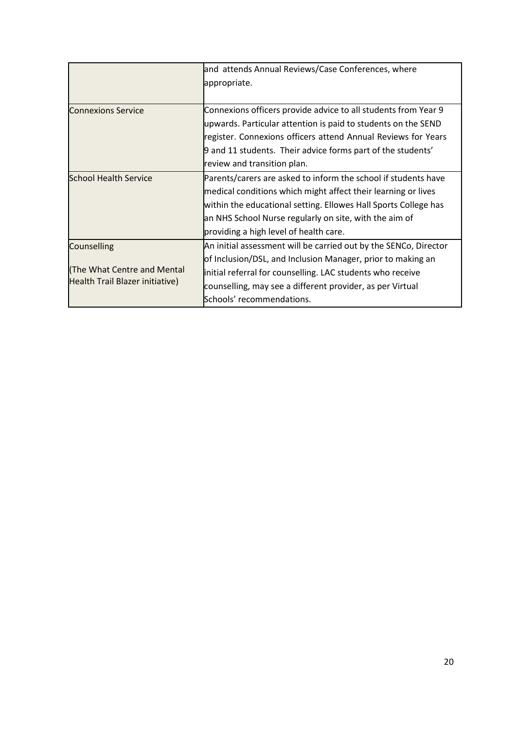| | |
|---|---|
| | and attends Annual Reviews/Case Conferences, where appropriate. |
| Connexions Service | Connexions officers provide advice to all students from Year 9 upwards. Particular attention is paid to students on the SEND register. Connexions officers attend Annual Reviews for Years 9 and 11 students. Their advice forms part of the students' review and transition plan. |
| School Health Service | Parents/carers are asked to inform the school if students have medical conditions which might affect their learning or lives within the educational setting. Ellowes Hall Sports College has an NHS School Nurse regularly on site, with the aim of providing a high level of health care. |
| Counselling<br><br>(The What Centre and Mental Health Trail Blazer initiative) | An initial assessment will be carried out by the SENCo, Director of Inclusion/DSL, and Inclusion Manager, prior to making an initial referral for counselling. LAC students who receive counselling, may see a different provider, as per Virtual Schools' recommendations. |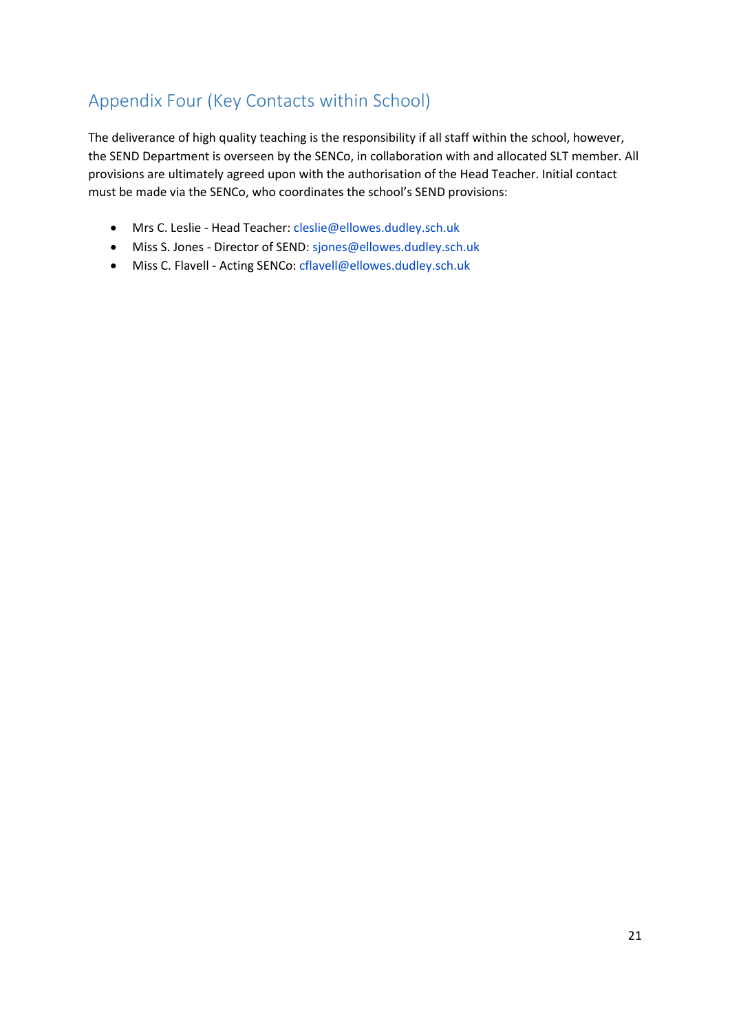## Appendix Four (Key Contacts within School)

The deliverance of high quality teaching is the responsibility if all staff within the school, however, the SEND Department is overseen by the SENCo, in collaboration with and allocated SLT member. All provisions are ultimately agreed upon with the authorisation of the Head Teacher. Initial contact must be made via the SENCo, who coordinates the school's SEND provisions:

- Mrs C. Leslie - Head Teacher: cleslie@ellowes.dudley.sch.uk
- Miss S. Jones - Director of SEND: sjones@ellowes.dudley.sch.uk
- Miss C. Flavell - Acting SENCo: cflavell@ellowes.dudley.sch.uk